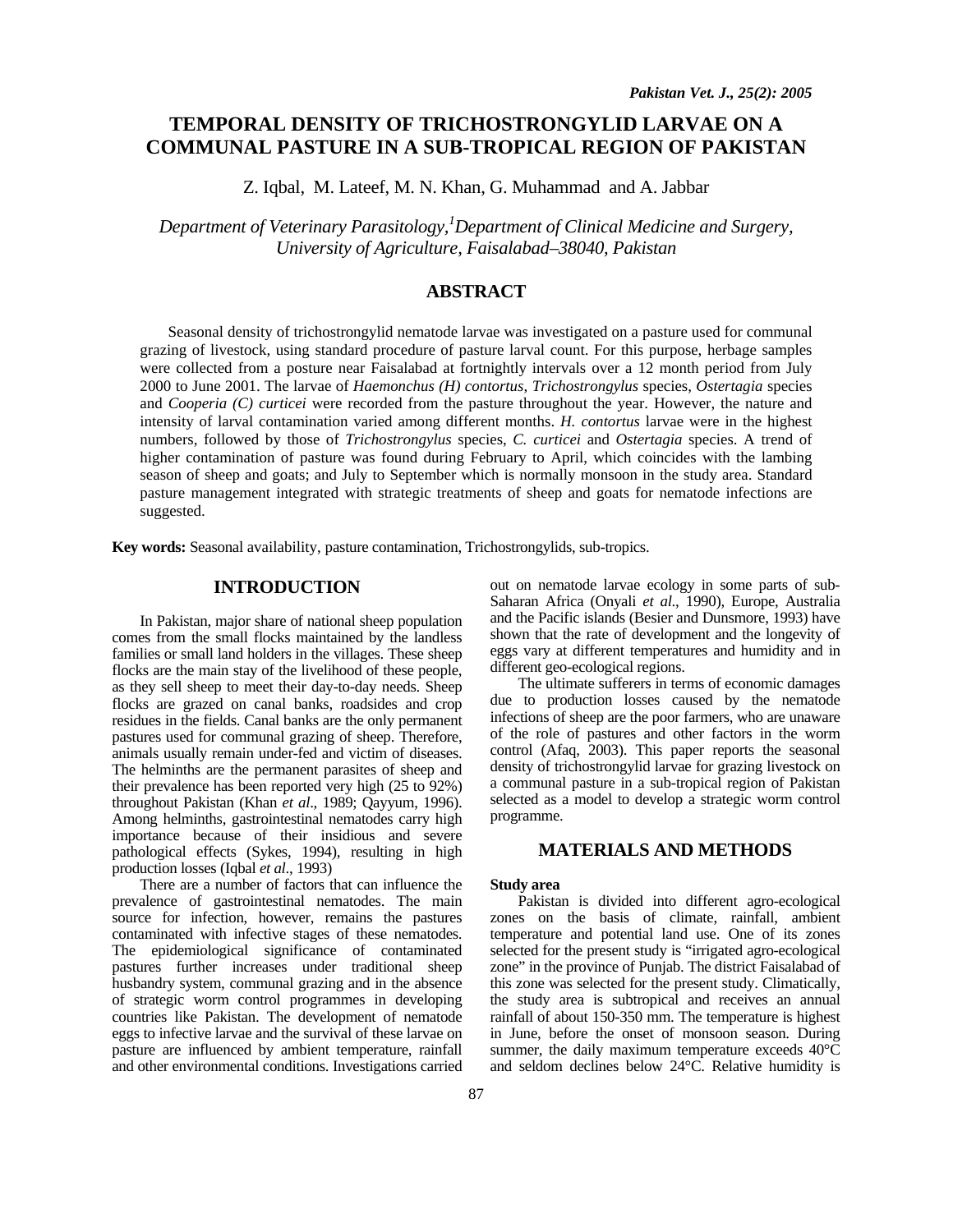# TEMPORAL DENSITY OF TRICHOSTRONGYLID LARVAE ON A COMMUNAL PASTURE IN A SUB-TROPICAL REGION OF PAKISTAN

Z. Iqbal, M. Lateef, M. N. Khan, G. Muhammad and A. Jabbar

*Department of Veterinary Parasitology,[1]Department of Clinical Medicine and Surgery, University of Agriculture, Faisalabad–38040, Pakistan*

## ABSTRACT

Seasonal density of trichostrongylid nematode larvae was investigated on a pasture used for communal grazing of livestock, using standard procedure of pasture larval count. For this purpose, herbage samples were collected from a posture near Faisalabad at fortnightly intervals over a 12 month period from July 2000 to June 2001. The larvae of *Haemonchus (H) contortus*, *Trichostrongylus* species, *Ostertagia* species and *Cooperia (C) curticei* were recorded from the pasture throughout the year. However, the nature and intensity of larval contamination varied among different months. *H. contortus* larvae were in the highest numbers, followed by those of *Trichostrongylus* species, *C. curticei* and *Ostertagia* species. A trend of higher contamination of pasture was found during February to April, which coincides with the lambing season of sheep and goats; and July to September which is normally monsoon in the study area. Standard pasture management integrated with strategic treatments of sheep and goats for nematode infections are suggested.

**Key words:** Seasonal availability, pasture contamination, Trichostrongylids, sub-tropics.

## INTRODUCTION

In Pakistan, major share of national sheep population comes from the small flocks maintained by the landless families or small land holders in the villages. These sheep flocks are the main stay of the livelihood of these people, as they sell sheep to meet their day-to-day needs. Sheep flocks are grazed on canal banks, roadsides and crop residues in the fields. Canal banks are the only permanent pastures used for communal grazing of sheep. Therefore, animals usually remain under-fed and victim of diseases. The helminths are the permanent parasites of sheep and their prevalence has been reported very high (25 to 92%) throughout Pakistan (Khan *et al*., 1989; Qayyum, 1996). Among helminths, gastrointestinal nematodes carry high importance because of their insidious and severe pathological effects (Sykes, 1994), resulting in high production losses (Iqbal *et al*., 1993)

There are a number of factors that can influence the prevalence of gastrointestinal nematodes. The main source for infection, however, remains the pastures contaminated with infective stages of these nematodes. The epidemiological significance of contaminated pastures further increases under traditional sheep husbandry system, communal grazing and in the absence of strategic worm control programmes in developing countries like Pakistan. The development of nematode eggs to infective larvae and the survival of these larvae on pasture are influenced by ambient temperature, rainfall and other environmental conditions. Investigations carried out on nematode larvae ecology in some parts of sub-Saharan Africa (Onyali *et al*., 1990), Europe, Australia and the Pacific islands (Besier and Dunsmore, 1993) have shown that the rate of development and the longevity of eggs vary at different temperatures and humidity and in different geo-ecological regions.

The ultimate sufferers in terms of economic damages due to production losses caused by the nematode infections of sheep are the poor farmers, who are unaware of the role of pastures and other factors in the worm control (Afaq, 2003). This paper reports the seasonal density of trichostrongylid larvae for grazing livestock on a communal pasture in a sub-tropical region of Pakistan selected as a model to develop a strategic worm control programme.

## MATERIALS AND METHODS

### Study area

Pakistan is divided into different agro-ecological zones on the basis of climate, rainfall, ambient temperature and potential land use. One of its zones selected for the present study is "irrigated agro-ecological zone" in the province of Punjab. The district Faisalabad of this zone was selected for the present study. Climatically, the study area is subtropical and receives an annual rainfall of about 150-350 mm. The temperature is highest in June, before the onset of monsoon season. During summer, the daily maximum temperature exceeds 40°C and seldom declines below 24°C. Relative humidity is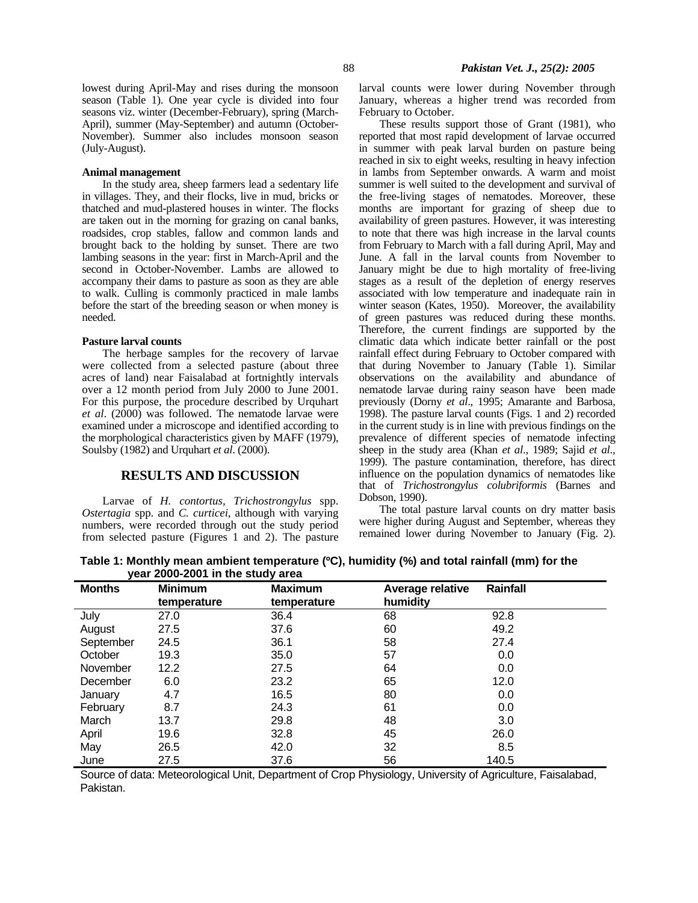lowest during April-May and rises during the monsoon season (Table 1). One year cycle is divided into four seasons viz. winter (December-February), spring (March-April), summer (May-September) and autumn (October-November). Summer also includes monsoon season (July-August).

#### Animal management

In the study area, sheep farmers lead a sedentary life in villages. They, and their flocks, live in mud, bricks or thatched and mud-plastered houses in winter. The flocks are taken out in the morning for grazing on canal banks, roadsides, crop stables, fallow and common lands and brought back to the holding by sunset. There are two lambing seasons in the year: first in March-April and the second in October-November. Lambs are allowed to accompany their dams to pasture as soon as they are able to walk. Culling is commonly practiced in male lambs before the start of the breeding season or when money is needed.

#### Pasture larval counts

The herbage samples for the recovery of larvae were collected from a selected pasture (about three acres of land) near Faisalabad at fortnightly intervals over a 12 month period from July 2000 to June 2001. For this purpose, the procedure described by Urquhart *et al*. (2000) was followed. The nematode larvae were examined under a microscope and identified according to the morphological characteristics given by MAFF (1979), Soulsby (1982) and Urquhart *et al*. (2000).

## RESULTS AND DISCUSSION

Larvae of *H. contortus, Trichostrongylus* spp. *Ostertagia* spp. and *C. curticei*, although with varying numbers, were recorded through out the study period from selected pasture (Figures 1 and 2). The pasture larval counts were lower during November through January, whereas a higher trend was recorded from February to October.

These results support those of Grant (1981), who reported that most rapid development of larvae occurred in summer with peak larval burden on pasture being reached in six to eight weeks, resulting in heavy infection in lambs from September onwards. A warm and moist summer is well suited to the development and survival of the free-living stages of nematodes. Moreover, these months are important for grazing of sheep due to availability of green pastures. However, it was interesting to note that there was high increase in the larval counts from February to March with a fall during April, May and June. A fall in the larval counts from November to January might be due to high mortality of free-living stages as a result of the depletion of energy reserves associated with low temperature and inadequate rain in winter season (Kates, 1950). Moreover, the availability of green pastures was reduced during these months. Therefore, the current findings are supported by the climatic data which indicate better rainfall or the post rainfall effect during February to October compared with that during November to January (Table 1). Similar observations on the availability and abundance of nematode larvae during rainy season have been made previously (Dorny *et al*., 1995; Amarante and Barbosa, 1998). The pasture larval counts (Figs. 1 and 2) recorded in the current study is in line with previous findings on the prevalence of different species of nematode infecting sheep in the study area (Khan *et al*., 1989; Sajid *et al*., 1999). The pasture contamination, therefore, has direct influence on the population dynamics of nematodes like that of *Trichostrongylus colubriformis* (Barnes and Dobson, 1990).

The total pasture larval counts on dry matter basis were higher during August and September, whereas they remained lower during November to January (Fig. 2).

**Table 1: Monthly mean ambient temperature (ºC), humidity (%) and total rainfall (mm) for the year 2000-2001 in the study area**

| Months | Minimum temperature | Maximum temperature | Average relative humidity | Rainfall |
|---|---|---|---|---|
| July | 27.0 | 36.4 | 68 | 92.8 |
| August | 27.5 | 37.6 | 60 | 49.2 |
| September | 24.5 | 36.1 | 58 | 27.4 |
| October | 19.3 | 35.0 | 57 | 0.0 |
| November | 12.2 | 27.5 | 64 | 0.0 |
| December | 6.0 | 23.2 | 65 | 12.0 |
| January | 4.7 | 16.5 | 80 | 0.0 |
| February | 8.7 | 24.3 | 61 | 0.0 |
| March | 13.7 | 29.8 | 48 | 3.0 |
| April | 19.6 | 32.8 | 45 | 26.0 |
| May | 26.5 | 42.0 | 32 | 8.5 |
| June | 27.5 | 37.6 | 56 | 140.5 |

Source of data: Meteorological Unit, Department of Crop Physiology, University of Agriculture, Faisalabad, Pakistan.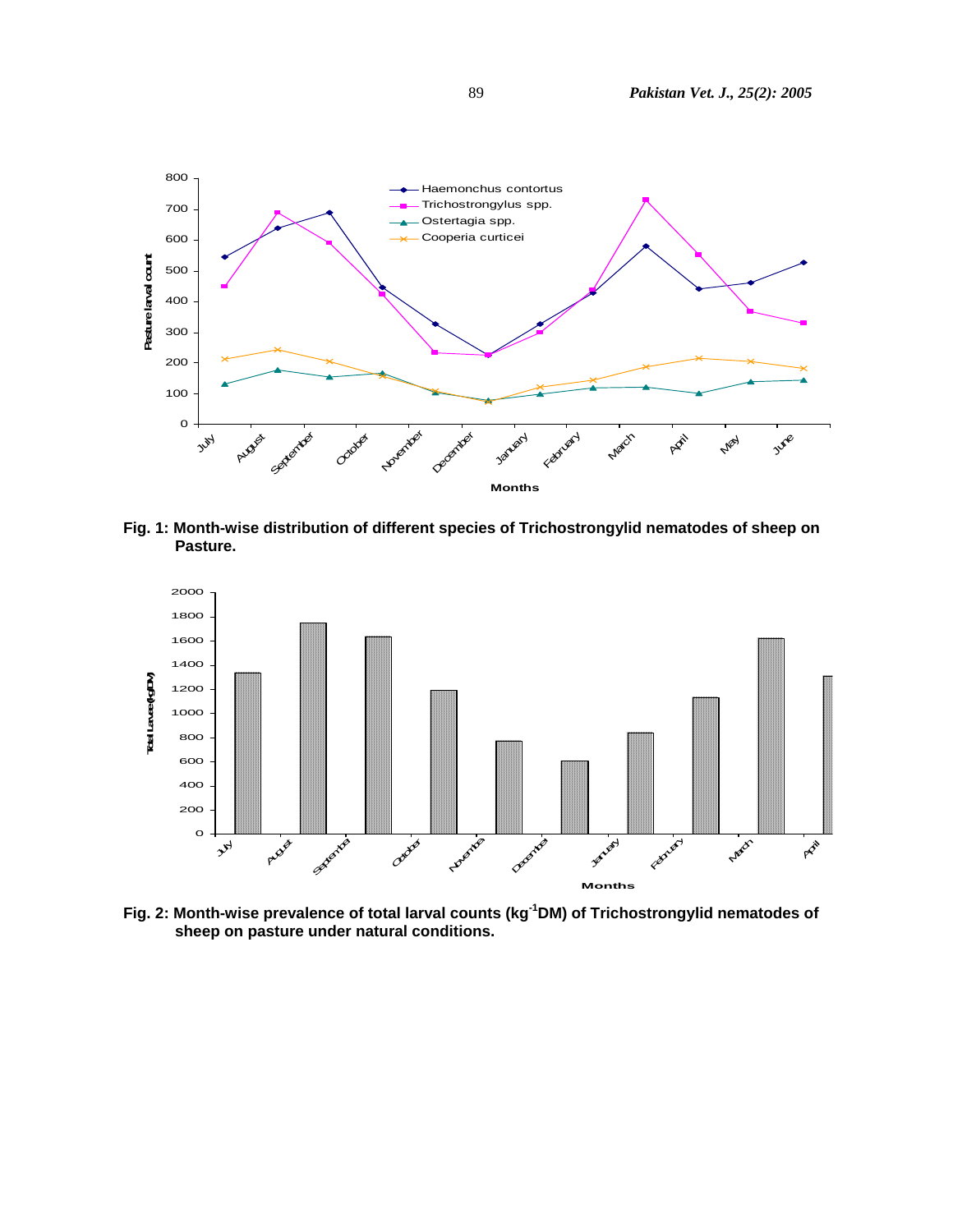Fig. 1: Month-wise distribution of different species of Trichostrongylid nematodes of sheep on Pasture.

Fig. 2: Month-wise prevalence of total larval counts ($kg^{-1}$DM) of Trichostrongylid nematodes of sheep on pasture under natural conditions.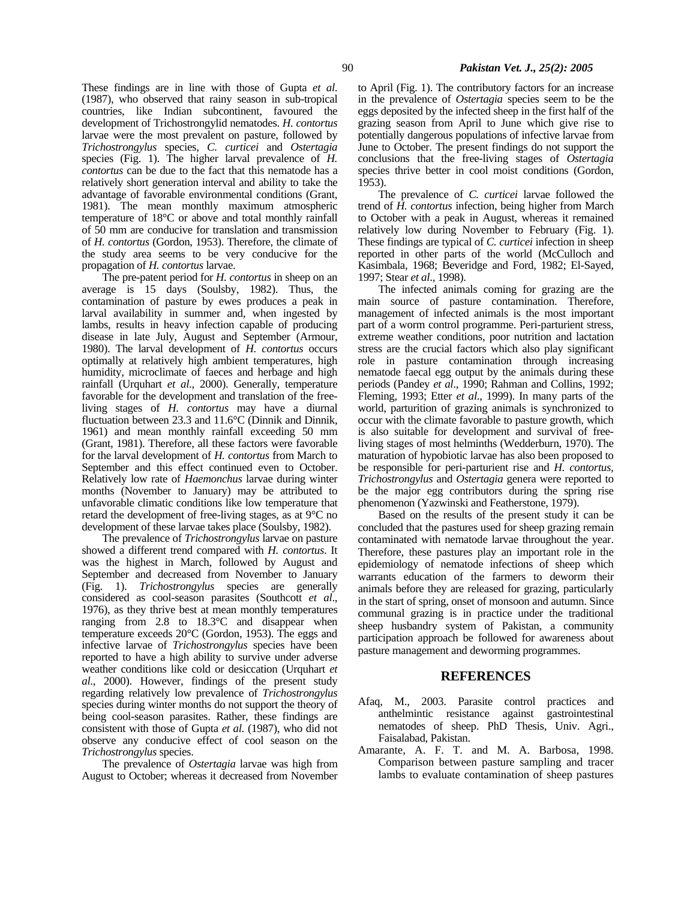These findings are in line with those of Gupta *et al*. (1987), who observed that rainy season in sub-tropical countries, like Indian subcontinent, favoured the development of Trichostrongylid nematodes. *H. contortus* larvae were the most prevalent on pasture, followed by *Trichostrongylus* species, *C. curticei* and *Ostertagia* species (Fig. 1). The higher larval prevalence of *H. contortus* can be due to the fact that this nematode has a relatively short generation interval and ability to take the advantage of favorable environmental conditions (Grant, 1981). The mean monthly maximum atmospheric temperature of 18°C or above and total monthly rainfall of 50 mm are conducive for translation and transmission of *H. contortus* (Gordon, 1953). Therefore, the climate of the study area seems to be very conducive for the propagation of *H. contortus* larvae.

The pre-patent period for *H. contortus* in sheep on an average is 15 days (Soulsby, 1982). Thus, the contamination of pasture by ewes produces a peak in larval availability in summer and, when ingested by lambs, results in heavy infection capable of producing disease in late July, August and September (Armour, 1980). The larval development of *H. contortus* occurs optimally at relatively high ambient temperatures, high humidity, microclimate of faeces and herbage and high rainfall (Urquhart *et al*., 2000). Generally, temperature favorable for the development and translation of the free-living stages of *H. contortus* may have a diurnal fluctuation between 23.3 and 11.6°C (Dinnik and Dinnik, 1961) and mean monthly rainfall exceeding 50 mm (Grant, 1981). Therefore, all these factors were favorable for the larval development of *H. contortus* from March to September and this effect continued even to October. Relatively low rate of *Haemonchus* larvae during winter months (November to January) may be attributed to unfavorable climatic conditions like low temperature that retard the development of free-living stages, as at 9°C no development of these larvae takes place (Soulsby, 1982).

The prevalence of *Trichostrongylus* larvae on pasture showed a different trend compared with *H. contortus*. It was the highest in March, followed by August and September and decreased from November to January (Fig. 1). *Trichostrongylus* species are generally considered as cool-season parasites (Southcott *et al*., 1976), as they thrive best at mean monthly temperatures ranging from 2.8 to 18.3°C and disappear when temperature exceeds 20°C (Gordon, 1953). The eggs and infective larvae of *Trichostrongylus* species have been reported to have a high ability to survive under adverse weather conditions like cold or desiccation (Urquhart *et al*., 2000). However, findings of the present study regarding relatively low prevalence of *Trichostrongylus* species during winter months do not support the theory of being cool-season parasites. Rather, these findings are consistent with those of Gupta *et al*. (1987), who did not observe any conducive effect of cool season on the *Trichostrongylus* species.

The prevalence of *Ostertagia* larvae was high from August to October; whereas it decreased from November to April (Fig. 1). The contributory factors for an increase in the prevalence of *Ostertagia* species seem to be the eggs deposited by the infected sheep in the first half of the grazing season from April to June which give rise to potentially dangerous populations of infective larvae from June to October. The present findings do not support the conclusions that the free-living stages of *Ostertagia* species thrive better in cool moist conditions (Gordon, 1953).

The prevalence of *C. curticei* larvae followed the trend of *H. contortus* infection, being higher from March to October with a peak in August, whereas it remained relatively low during November to February (Fig. 1). These findings are typical of *C. curticei* infection in sheep reported in other parts of the world (McCulloch and Kasimbala, 1968; Beveridge and Ford, 1982; El-Sayed, 1997; Stear *et al*., 1998).

The infected animals coming for grazing are the main source of pasture contamination. Therefore, management of infected animals is the most important part of a worm control programme. Peri-parturient stress, extreme weather conditions, poor nutrition and lactation stress are the crucial factors which also play significant role in pasture contamination through increasing nematode faecal egg output by the animals during these periods (Pandey *et al*., 1990; Rahman and Collins, 1992; Fleming, 1993; Etter *et al*., 1999). In many parts of the world, parturition of grazing animals is synchronized to occur with the climate favorable to pasture growth, which is also suitable for development and survival of free-living stages of most helminths (Wedderburn, 1970). The maturation of hypobiotic larvae has also been proposed to be responsible for peri-parturient rise and *H. contortus*, *Trichostrongylus* and *Ostertagia* genera were reported to be the major egg contributors during the spring rise phenomenon (Yazwinski and Featherstone, 1979).

Based on the results of the present study it can be concluded that the pastures used for sheep grazing remain contaminated with nematode larvae throughout the year. Therefore, these pastures play an important role in the epidemiology of nematode infections of sheep which warrants education of the farmers to deworm their animals before they are released for grazing, particularly in the start of spring, onset of monsoon and autumn. Since communal grazing is in practice under the traditional sheep husbandry system of Pakistan, a community participation approach be followed for awareness about pasture management and deworming programmes.

## REFERENCES

Afaq, M., 2003. Parasite control practices and anthelmintic resistance against gastrointestinal nematodes of sheep. PhD Thesis, Univ. Agri., Faisalabad, Pakistan.

Amarante, A. F. T. and M. A. Barbosa, 1998. Comparison between pasture sampling and tracer lambs to evaluate contamination of sheep pastures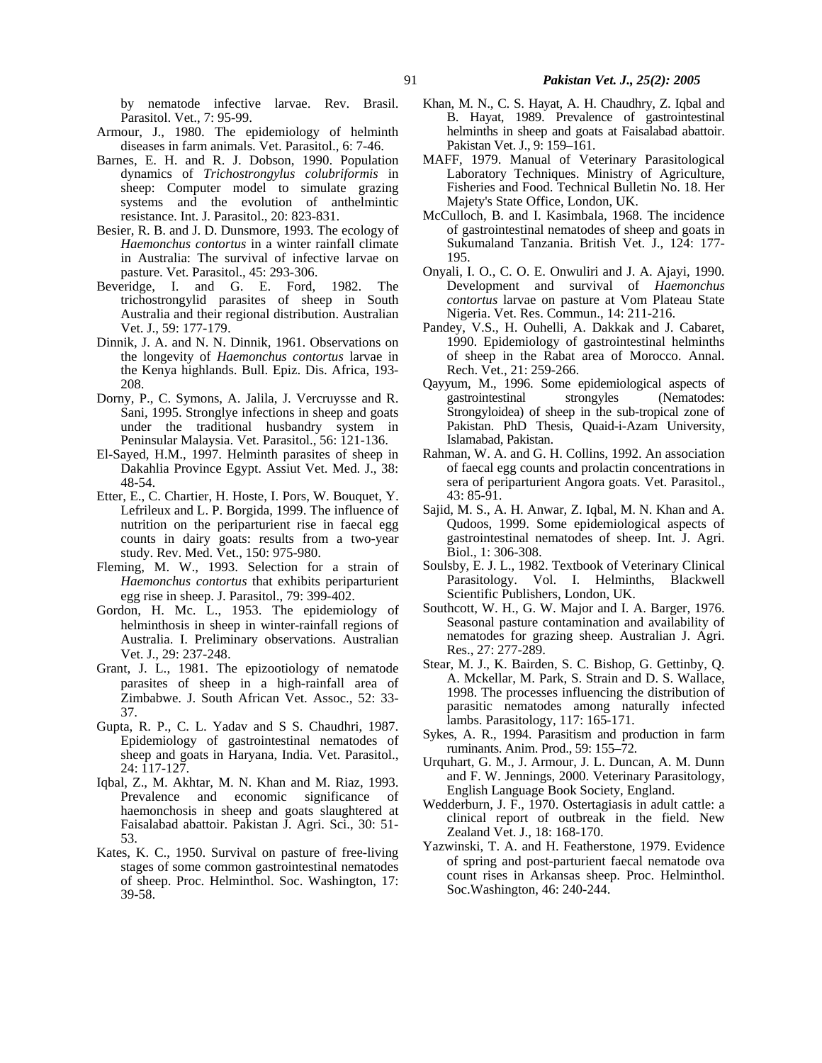by nematode infective larvae. Rev. Brasil. Parasitol. Vet., 7: 95-99.

Armour, J., 1980. The epidemiology of helminth diseases in farm animals. Vet. Parasitol., 6: 7-46.

Barnes, E. H. and R. J. Dobson, 1990. Population dynamics of *Trichostrongylus colubriformis* in sheep: Computer model to simulate grazing systems and the evolution of anthelmintic resistance. Int. J. Parasitol., 20: 823-831.

Besier, R. B. and J. D. Dunsmore, 1993. The ecology of *Haemonchus contortus* in a winter rainfall climate in Australia: The survival of infective larvae on pasture. Vet. Parasitol., 45: 293-306.

Beveridge, I. and G. E. Ford, 1982. The trichostrongylid parasites of sheep in South Australia and their regional distribution. Australian Vet. J., 59: 177-179.

Dinnik, J. A. and N. N. Dinnik, 1961. Observations on the longevity of *Haemonchus contortus* larvae in the Kenya highlands. Bull. Epiz. Dis. Africa, 193-208.

Dorny, P., C. Symons, A. Jalila, J. Vercruysse and R. Sani, 1995. Stronglye infections in sheep and goats under the traditional husbandry system in Peninsular Malaysia. Vet. Parasitol., 56: 121-136.

El-Sayed, H.M., 1997. Helminth parasites of sheep in Dakahlia Province Egypt. Assiut Vet. Med. J., 38: 48-54.

Etter, E., C. Chartier, H. Hoste, I. Pors, W. Bouquet, Y. Lefrileux and L. P. Borgida, 1999. The influence of nutrition on the periparturient rise in faecal egg counts in dairy goats: results from a two-year study. Rev. Med. Vet., 150: 975-980.

Fleming, M. W., 1993. Selection for a strain of *Haemonchus contortus* that exhibits periparturient egg rise in sheep. J. Parasitol., 79: 399-402.

Gordon, H. Mc. L., 1953. The epidemiology of helminthosis in sheep in winter-rainfall regions of Australia. I. Preliminary observations. Australian Vet. J., 29: 237-248.

Grant, J. L., 1981. The epizootiology of nematode parasites of sheep in a high-rainfall area of Zimbabwe. J. South African Vet. Assoc., 52: 33-37.

Gupta, R. P., C. L. Yadav and S S. Chaudhri, 1987. Epidemiology of gastrointestinal nematodes of sheep and goats in Haryana, India. Vet. Parasitol., 24: 117-127.

Iqbal, Z., M. Akhtar, M. N. Khan and M. Riaz, 1993. Prevalence and economic significance of haemonchosis in sheep and goats slaughtered at Faisalabad abattoir. Pakistan J. Agri. Sci., 30: 51-53.

Kates, K. C., 1950. Survival on pasture of free-living stages of some common gastrointestinal nematodes of sheep. Proc. Helminthol. Soc. Washington, 17: 39-58.

Khan, M. N., C. S. Hayat, A. H. Chaudhry, Z. Iqbal and B. Hayat, 1989. Prevalence of gastrointestinal helminths in sheep and goats at Faisalabad abattoir. Pakistan Vet. J., 9: 159–161.

MAFF, 1979. Manual of Veterinary Parasitological Laboratory Techniques. Ministry of Agriculture, Fisheries and Food. Technical Bulletin No. 18. Her Majety's State Office, London, UK.

McCulloch, B. and I. Kasimbala, 1968. The incidence of gastrointestinal nematodes of sheep and goats in Sukumaland Tanzania. British Vet. J., 124: 177-195.

Onyali, I. O., C. O. E. Onwuliri and J. A. Ajayi, 1990. Development and survival of *Haemonchus contortus* larvae on pasture at Vom Plateau State Nigeria. Vet. Res. Commun., 14: 211-216.

Pandey, V.S., H. Ouhelli, A. Dakkak and J. Cabaret, 1990. Epidemiology of gastrointestinal helminths of sheep in the Rabat area of Morocco. Annal. Rech. Vet., 21: 259-266.

Qayyum, M., 1996. Some epidemiological aspects of gastrointestinal strongyles (Nematodes: Strongyloidea) of sheep in the sub-tropical zone of Pakistan. PhD Thesis, Quaid-i-Azam University, Islamabad, Pakistan.

Rahman, W. A. and G. H. Collins, 1992. An association of faecal egg counts and prolactin concentrations in sera of periparturient Angora goats. Vet. Parasitol., 43: 85-91.

Sajid, M. S., A. H. Anwar, Z. Iqbal, M. N. Khan and A. Qudoos, 1999. Some epidemiological aspects of gastrointestinal nematodes of sheep. Int. J. Agri. Biol., 1: 306-308.

Soulsby, E. J. L., 1982. Textbook of Veterinary Clinical Parasitology. Vol. I. Helminths, Blackwell Scientific Publishers, London, UK.

Southcott, W. H., G. W. Major and I. A. Barger, 1976. Seasonal pasture contamination and availability of nematodes for grazing sheep. Australian J. Agri. Res., 27: 277-289.

Stear, M. J., K. Bairden, S. C. Bishop, G. Gettinby, Q. A. Mckellar, M. Park, S. Strain and D. S. Wallace, 1998. The processes influencing the distribution of parasitic nematodes among naturally infected lambs. Parasitology, 117: 165-171.

Sykes, A. R., 1994. Parasitism and production in farm ruminants. Anim. Prod., 59: 155–72.

Urquhart, G. M., J. Armour, J. L. Duncan, A. M. Dunn and F. W. Jennings, 2000. Veterinary Parasitology, English Language Book Society, England.

Wedderburn, J. F., 1970. Ostertagiasis in adult cattle: a clinical report of outbreak in the field. New Zealand Vet. J., 18: 168-170.

Yazwinski, T. A. and H. Featherstone, 1979. Evidence of spring and post-parturient faecal nematode ova count rises in Arkansas sheep. Proc. Helminthol. Soc.Washington, 46: 240-244.